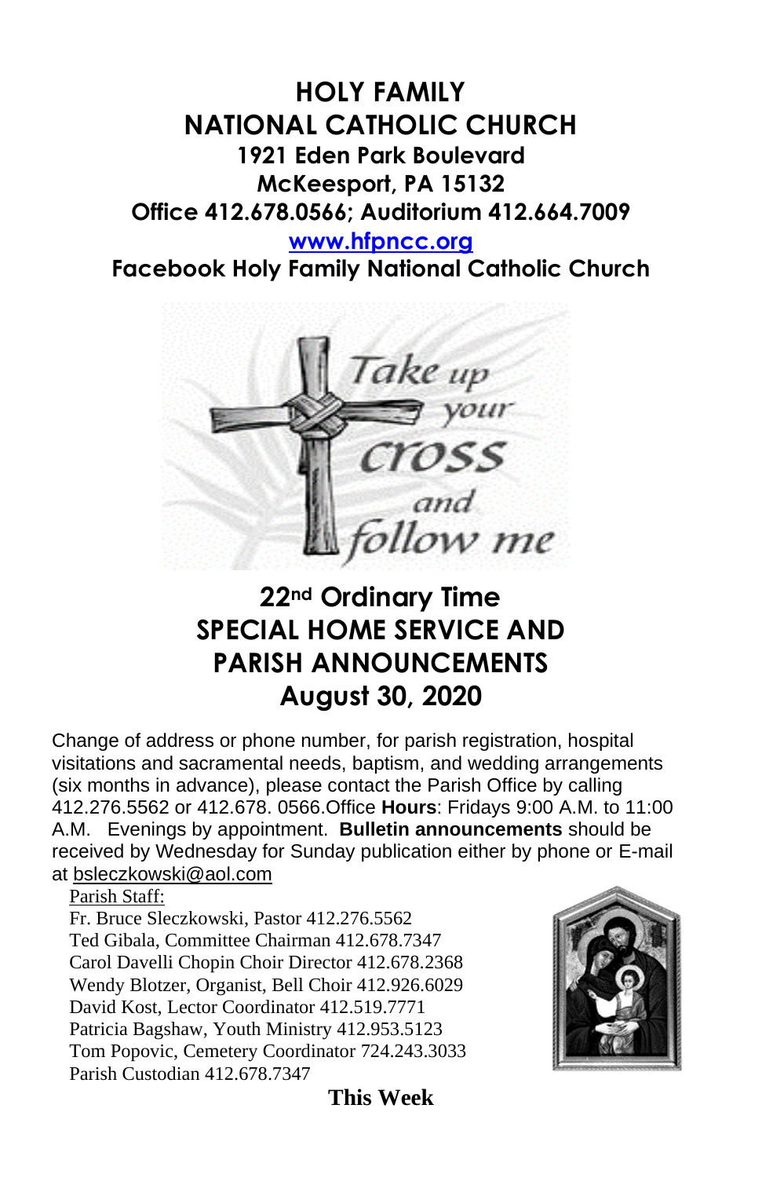# HOLY FAMILY
# NATIONAL CATHOLIC CHURCH

**1921 Eden Park Boulevard**
**McKeesport, PA 15132**
**Office 412.678.0566; Auditorium 412.664.7009**
**www.hfpncc.org**
**Facebook Holy Family National Catholic Church**

## 22nd Ordinary Time
## SPECIAL HOME SERVICE AND PARISH ANNOUNCEMENTS
## August 30, 2020

Change of address or phone number, for parish registration, hospital visitations and sacramental needs, baptism, and wedding arrangements (six months in advance), please contact the Parish Office by calling 412.276.5562 or 412.678. 0566.Office **Hours**: Fridays 9:00 A.M. to 11:00 A.M. Evenings by appointment. **Bulletin announcements** should be received by Wednesday for Sunday publication either by phone or E-mail at bsleczkowski@aol.com

Parish Staff:
Fr. Bruce Sleczkowski, Pastor 412.276.5562
Ted Gibala, Committee Chairman 412.678.7347
Carol Davelli Chopin Choir Director 412.678.2368
Wendy Blotzer, Organist, Bell Choir 412.926.6029
David Kost, Lector Coordinator 412.519.7771
Patricia Bagshaw, Youth Ministry 412.953.5123
Tom Popovic, Cemetery Coordinator 724.243.3033
Parish Custodian 412.678.7347

**This Week**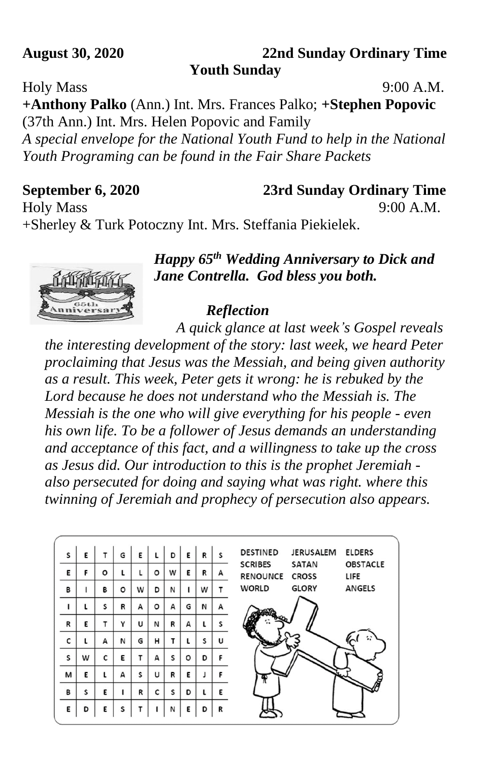**August 30, 2020** **22nd Sunday Ordinary Time**

**Youth Sunday**

Holy Mass 9:00 A.M.

**+Anthony Palko** (Ann.) Int. Mrs. Frances Palko; **+Stephen Popovic** (37th Ann.) Int. Mrs. Helen Popovic and Family

*A special envelope for the National Youth Fund to help in the National Youth Programing can be found in the Fair Share Packets*

**September 6, 2020** **23rd Sunday Ordinary Time**

Holy Mass 9:00 A.M.

+Sherley & Turk Potoczny Int. Mrs. Steffania Piekielek.

***Happy 65th Wedding Anniversary to Dick and Jane Contrella. God bless you both.***

***Reflection***

*A quick glance at last week's Gospel reveals the interesting development of the story: last week, we heard Peter proclaiming that Jesus was the Messiah, and being given authority as a result. This week, Peter gets it wrong: he is rebuked by the Lord because he does not understand who the Messiah is. The Messiah is the one who will give everything for his people - even his own life. To be a follower of Jesus demands an understanding and acceptance of this fact, and a willingness to take up the cross as Jesus did. Our introduction to this is the prophet Jeremiah - also persecuted for doing and saying what was right. where this twinning of Jeremiah and prophecy of persecution also appears.*

| | | | | | | | | | |
|---|---|---|---|---|---|---|---|---|---|
| S | E | T | G | E | L | D | E | R | S |
| E | F | O | L | L | O | W | E | R | A |
| B | I | B | O | W | D | N | I | W | T |
| I | L | S | R | A | O | A | G | N | A |
| R | E | T | Y | U | N | R | A | L | S |
| C | L | A | N | G | H | T | L | S | U |
| S | W | C | E | T | A | S | O | D | F |
| M | E | L | A | S | U | R | E | J | F |
| B | S | E | I | R | C | S | D | L | E |
| E | D | E | S | T | I | N | E | D | R |

DESTINED  JERUSALEM  ELDERS
SCRIBES  SATAN  OBSTACLE
RENOUNCE  CROSS  LIFE
WORLD  GLORY  ANGELS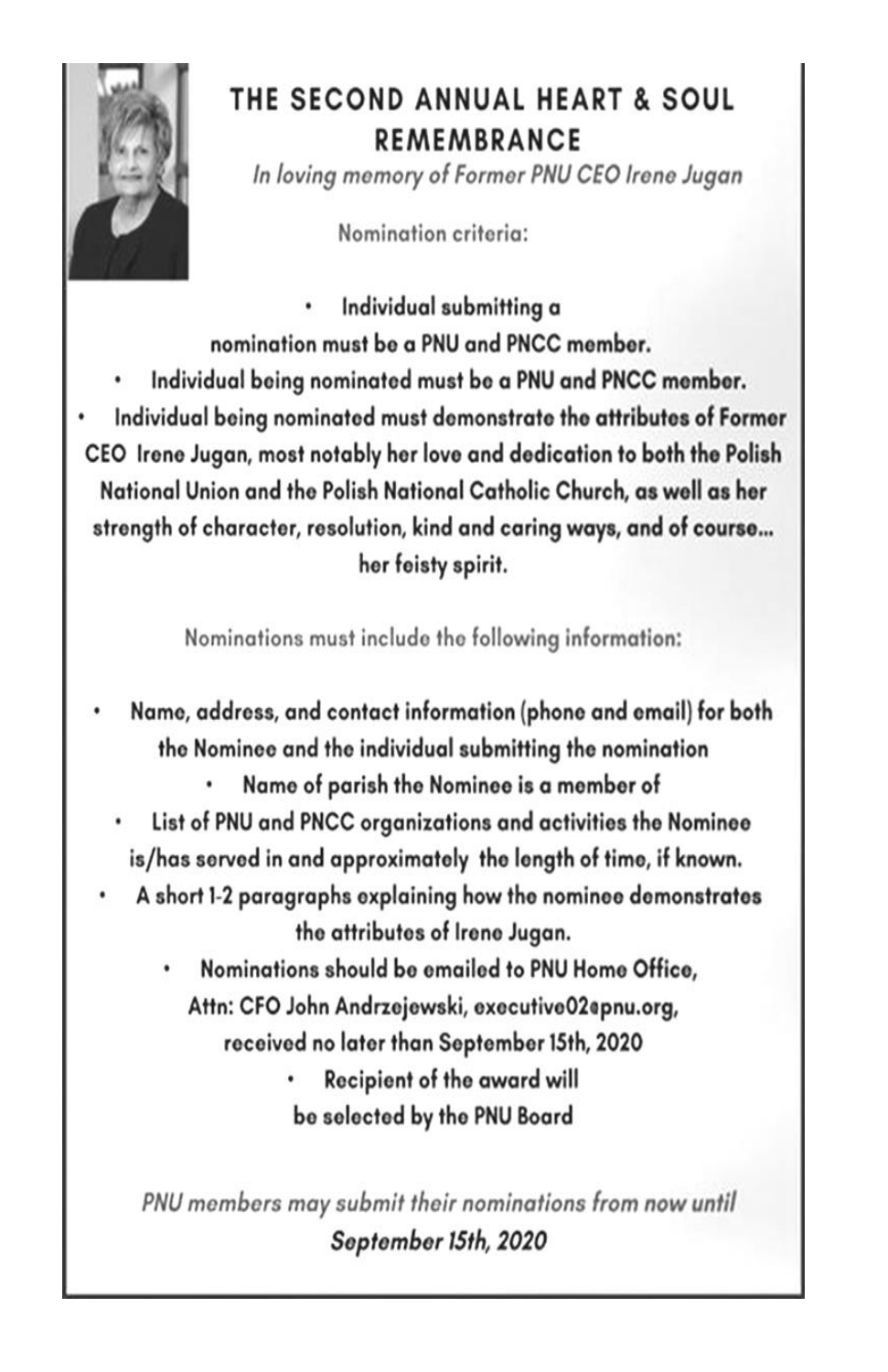# THE SECOND ANNUAL HEART & SOUL REMEMBRANCE

*In loving memory of Former PNU CEO Irene Jugan*

Nomination criteria:

- Individual submitting a nomination must be a PNU and PNCC member.
- Individual being nominated must be a PNU and PNCC member.
- Individual being nominated must demonstrate the attributes of Former CEO Irene Jugan, most notably her love and dedication to both the Polish National Union and the Polish National Catholic Church, as well as her strength of character, resolution, kind and caring ways, and of course... her feisty spirit.

Nominations must include the following information:

- Name, address, and contact information (phone and email) for both the Nominee and the individual submitting the nomination
- Name of parish the Nominee is a member of
- List of PNU and PNCC organizations and activities the Nominee is/has served in and approximately the length of time, if known.
- A short 1-2 paragraphs explaining how the nominee demonstrates the attributes of Irene Jugan.
- Nominations should be emailed to PNU Home Office, Attn: CFO John Andrzejewski, executive02epnu.org, received no later than September 15th, 2020
- Recipient of the award will be selected by the PNU Board

*PNU members may submit their nominations from now until* ***September 15th, 2020***